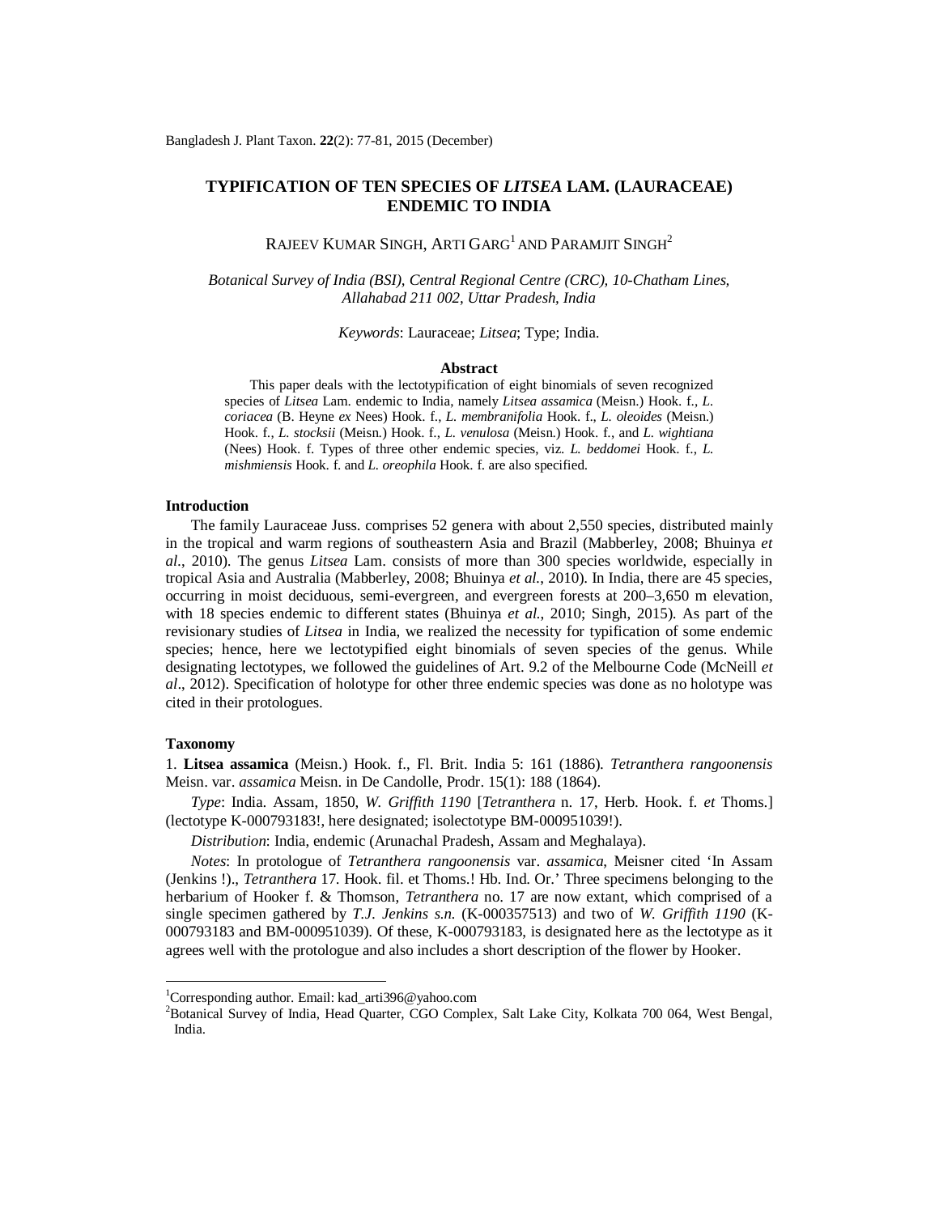# TYPIFICATION OF TEN SPECIES OF *LITSEA* LAM. (LAURACEAE) ENDEMIC TO INDIA

RAJEEV KUMAR SINGH, ARTI GARG[1] AND PARAMJIT SINGH[2]

*Botanical Survey of India (BSI), Central Regional Centre (CRC), 10-Chatham Lines, Allahabad 211 002, Uttar Pradesh, India*

*Keywords*: Lauraceae; *Litsea*; Type; India.

## Abstract

This paper deals with the lectotypification of eight binomials of seven recognized species of *Litsea* Lam. endemic to India, namely *Litsea assamica* (Meisn.) Hook. f., *L. coriacea* (B. Heyne *ex* Nees) Hook. f., *L. membranifolia* Hook. f., *L. oleoides* (Meisn.) Hook. f., *L. stocksii* (Meisn.) Hook. f., *L. venulosa* (Meisn.) Hook. f., and *L. wightiana* (Nees) Hook. f. Types of three other endemic species, viz. *L. beddomei* Hook. f., *L. mishmiensis* Hook. f. and *L. oreophila* Hook. f. are also specified.

## Introduction

The family Lauraceae Juss. comprises 52 genera with about 2,550 species, distributed mainly in the tropical and warm regions of southeastern Asia and Brazil (Mabberley, 2008; Bhuinya *et al*., 2010). The genus *Litsea* Lam. consists of more than 300 species worldwide, especially in tropical Asia and Australia (Mabberley, 2008; Bhuinya *et al.*, 2010). In India, there are 45 species, occurring in moist deciduous, semi-evergreen, and evergreen forests at 200–3,650 m elevation, with 18 species endemic to different states (Bhuinya *et al*., 2010; Singh, 2015). As part of the revisionary studies of *Litsea* in India, we realized the necessity for typification of some endemic species; hence, here we lectotypified eight binomials of seven species of the genus. While designating lectotypes, we followed the guidelines of Art. 9.2 of the Melbourne Code (McNeill *et al*., 2012). Specification of holotype for other three endemic species was done as no holotype was cited in their protologues.

## Taxonomy

1. **Litsea assamica** (Meisn.) Hook. f., Fl. Brit. India 5: 161 (1886). *Tetranthera rangoonensis* Meisn. var. *assamica* Meisn. in De Candolle, Prodr. 15(1): 188 (1864).

*Type*: India. Assam, 1850, *W. Griffith 1190* [*Tetranthera* n. 17, Herb. Hook. f. *et* Thoms.] (lectotype K-000793183!, here designated; isolectotype BM-000951039!).

*Distribution*: India, endemic (Arunachal Pradesh, Assam and Meghalaya).

*Notes*: In protologue of *Tetranthera rangoonensis* var. *assamica*, Meisner cited 'In Assam (Jenkins !)., *Tetranthera* 17. Hook. fil. et Thoms.! Hb. Ind. Or.' Three specimens belonging to the herbarium of Hooker f. & Thomson, *Tetranthera* no. 17 are now extant, which comprised of a single specimen gathered by *T.J. Jenkins s.n.* (K-000357513) and two of *W. Griffith 1190* (K-000793183 and BM-000951039). Of these, K-000793183, is designated here as the lectotype as it agrees well with the protologue and also includes a short description of the flower by Hooker.

[1]Corresponding author. Email: kad_arti396@yahoo.com

[2]Botanical Survey of India, Head Quarter, CGO Complex, Salt Lake City, Kolkata 700 064, West Bengal, India.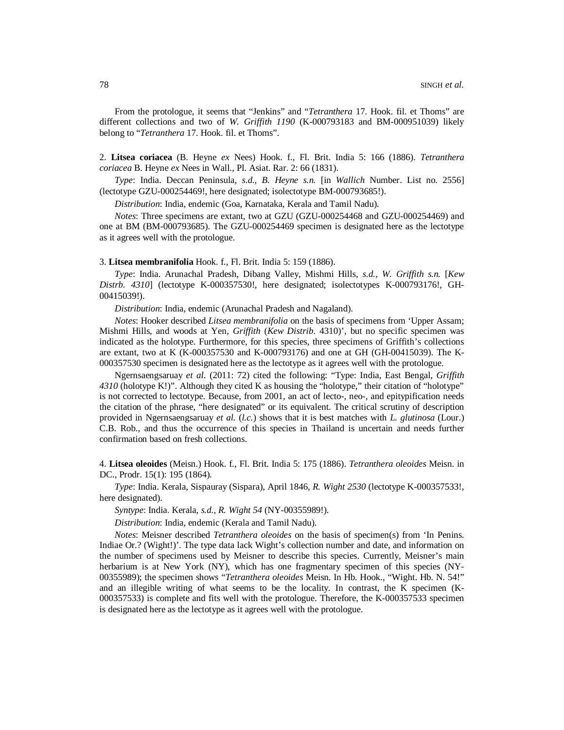From the protologue, it seems that “Jenkins” and “*Tetranthera* 17. Hook. fil. et Thoms” are different collections and two of *W. Griffith 1190* (K-000793183 and BM-000951039) likely belong to “*Tetranthera* 17. Hook. fil. et Thoms”.

2. **Litsea coriacea** (B. Heyne *ex* Nees) Hook. f., Fl. Brit. India 5: 166 (1886). *Tetranthera coriacea* B. Heyne *ex* Nees in Wall., Pl. Asiat. Rar. 2: 66 (1831).

*Type*: India. Deccan Peninsula, *s.d.*, *B. Heyne s.n.* [in *Wallich* Number. List no. 2556] (lectotype GZU-000254469!, here designated; isolectotype BM-000793685!).

*Distribution*: India, endemic (Goa, Karnataka, Kerala and Tamil Nadu).

*Notes*: Three specimens are extant, two at GZU (GZU-000254468 and GZU-000254469) and one at BM (BM-000793685). The GZU-000254469 specimen is designated here as the lectotype as it agrees well with the protologue.

3. **Litsea membranifolia** Hook. f., Fl. Brit. India 5: 159 (1886).

*Type*: India. Arunachal Pradesh, Dibang Valley, Mishmi Hills, *s.d.*, *W. Griffith s.n.* [*Kew Distrb. 4310*] (lectotype K-000357530!, here designated; isolectotypes K-000793176!, GH-00415039!).

*Distribution*: India, endemic (Arunachal Pradesh and Nagaland).

*Notes*: Hooker described *Litsea membranifolia* on the basis of specimens from ‘Upper Assam; Mishmi Hills, and woods at Yen, *Griffith* (*Kew Distrib*. 4310)’, but no specific specimen was indicated as the holotype. Furthermore, for this species, three specimens of Griffith’s collections are extant, two at K (K-000357530 and K-000793176) and one at GH (GH-00415039). The K-000357530 specimen is designated here as the lectotype as it agrees well with the protologue.

Ngernsaengsaruay *et al.* (2011: 72) cited the following: “Type: India, East Bengal, *Griffith 4310* (holotype K!)”. Although they cited K as housing the “holotype,” their citation of “holotype” is not corrected to lectotype. Because, from 2001, an act of lecto-, neo-, and epitypification needs the citation of the phrase, “here designated” or its equivalent. The critical scrutiny of description provided in Ngernsaengsaruay *et al.* (*l.c.*) shows that it is best matches with *L. glutinosa* (Lour.) C.B. Rob., and thus the occurrence of this species in Thailand is uncertain and needs further confirmation based on fresh collections.

4. **Litsea oleoides** (Meisn.) Hook. f., Fl. Brit. India 5: 175 (1886). *Tetranthera oleoides* Meisn. in DC., Prodr. 15(1): 195 (1864).

*Type*: India. Kerala, Sispauray (Sispara), April 1846, *R. Wight 2530* (lectotype K-000357533!, here designated).

*Syntype*: India. Kerala, *s.d.*, *R. Wight 54* (NY-00355989!).

*Distribution*: India, endemic (Kerala and Tamil Nadu).

*Notes*: Meisner described *Tetranthera oleoides* on the basis of specimen(s) from ‘In Penins. Indiae Or.? (Wight!)’. The type data lack Wight’s collection number and date, and information on the number of specimens used by Meisner to describe this species. Currently, Meisner’s main herbarium is at New York (NY), which has one fragmentary specimen of this species (NY-00355989); the specimen shows “*Tetranthera oleoides* Meisn. In Hb. Hook., “Wight. Hb. N. 54!” and an illegible writing of what seems to be the locality. In contrast, the K specimen (K-000357533) is complete and fits well with the protologue. Therefore, the K-000357533 specimen is designated here as the lectotype as it agrees well with the protologue.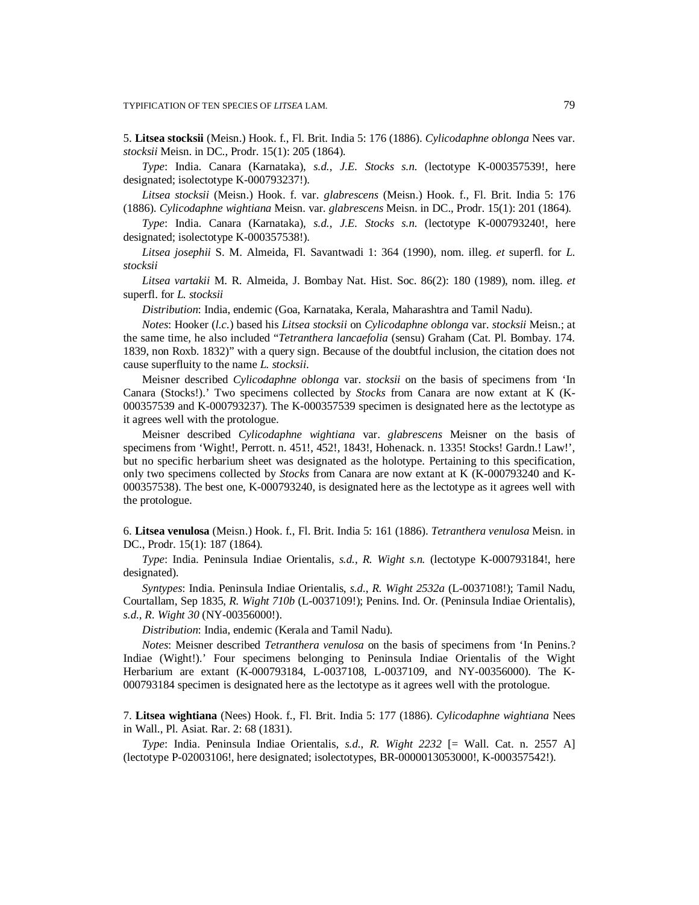5. **Litsea stocksii** (Meisn.) Hook. f., Fl. Brit. India 5: 176 (1886). *Cylicodaphne oblonga* Nees var. *stocksii* Meisn. in DC., Prodr. 15(1): 205 (1864).

*Type*: India. Canara (Karnataka), *s.d.*, *J.E. Stocks s.n.* (lectotype K-000357539!, here designated; isolectotype K-000793237!).

*Litsea stocksii* (Meisn.) Hook. f. var. *glabrescens* (Meisn.) Hook. f., Fl. Brit. India 5: 176 (1886). *Cylicodaphne wightiana* Meisn. var. *glabrescens* Meisn. in DC., Prodr. 15(1): 201 (1864).

*Type*: India. Canara (Karnataka), *s.d.*, *J.E. Stocks s.n.* (lectotype K-000793240!, here designated; isolectotype K-000357538!).

*Litsea josephii* S. M. Almeida, Fl. Savantwadi 1: 364 (1990), nom. illeg. *et* superfl. for *L. stocksii*

*Litsea vartakii* M. R. Almeida, J. Bombay Nat. Hist. Soc. 86(2): 180 (1989), nom. illeg. *et* superfl. for *L. stocksii*

*Distribution*: India, endemic (Goa, Karnataka, Kerala, Maharashtra and Tamil Nadu).

*Notes*: Hooker (*l.c.*) based his *Litsea stocksii* on *Cylicodaphne oblonga* var. *stocksii* Meisn.; at the same time, he also included "*Tetranthera lancaefolia* (sensu) Graham (Cat. Pl. Bombay. 174. 1839, non Roxb. 1832)" with a query sign. Because of the doubtful inclusion, the citation does not cause superfluity to the name *L. stocksii*.

Meisner described *Cylicodaphne oblonga* var. *stocksii* on the basis of specimens from 'In Canara (Stocks!).' Two specimens collected by *Stocks* from Canara are now extant at K (K-000357539 and K-000793237). The K-000357539 specimen is designated here as the lectotype as it agrees well with the protologue.

Meisner described *Cylicodaphne wightiana* var. *glabrescens* Meisner on the basis of specimens from 'Wight!, Perrott. n. 451!, 452!, 1843!, Hohenack. n. 1335! Stocks! Gardn.! Law!', but no specific herbarium sheet was designated as the holotype. Pertaining to this specification, only two specimens collected by *Stocks* from Canara are now extant at K (K-000793240 and K-000357538). The best one, K-000793240, is designated here as the lectotype as it agrees well with the protologue.

6. **Litsea venulosa** (Meisn.) Hook. f., Fl. Brit. India 5: 161 (1886). *Tetranthera venulosa* Meisn. in DC., Prodr. 15(1): 187 (1864).

*Type*: India. Peninsula Indiae Orientalis, *s.d.*, *R. Wight s.n.* (lectotype K-000793184!, here designated).

*Syntypes*: India. Peninsula Indiae Orientalis, *s.d.*, *R. Wight 2532a* (L-0037108!); Tamil Nadu, Courtallam, Sep 1835, *R. Wight 710b* (L-0037109!); Penins. Ind. Or. (Peninsula Indiae Orientalis), *s.d.*, *R. Wight 30* (NY-00356000!).

*Distribution*: India, endemic (Kerala and Tamil Nadu).

*Notes*: Meisner described *Tetranthera venulosa* on the basis of specimens from 'In Penins.? Indiae (Wight!).' Four specimens belonging to Peninsula Indiae Orientalis of the Wight Herbarium are extant (K-000793184, L-0037108, L-0037109, and NY-00356000). The K-000793184 specimen is designated here as the lectotype as it agrees well with the protologue.

7. **Litsea wightiana** (Nees) Hook. f., Fl. Brit. India 5: 177 (1886). *Cylicodaphne wightiana* Nees in Wall., Pl. Asiat. Rar. 2: 68 (1831).

*Type*: India. Peninsula Indiae Orientalis, *s.d.*, *R. Wight 2232* [= Wall. Cat. n. 2557 A] (lectotype P-02003106!, here designated; isolectotypes, BR-0000013053000!, K-000357542!).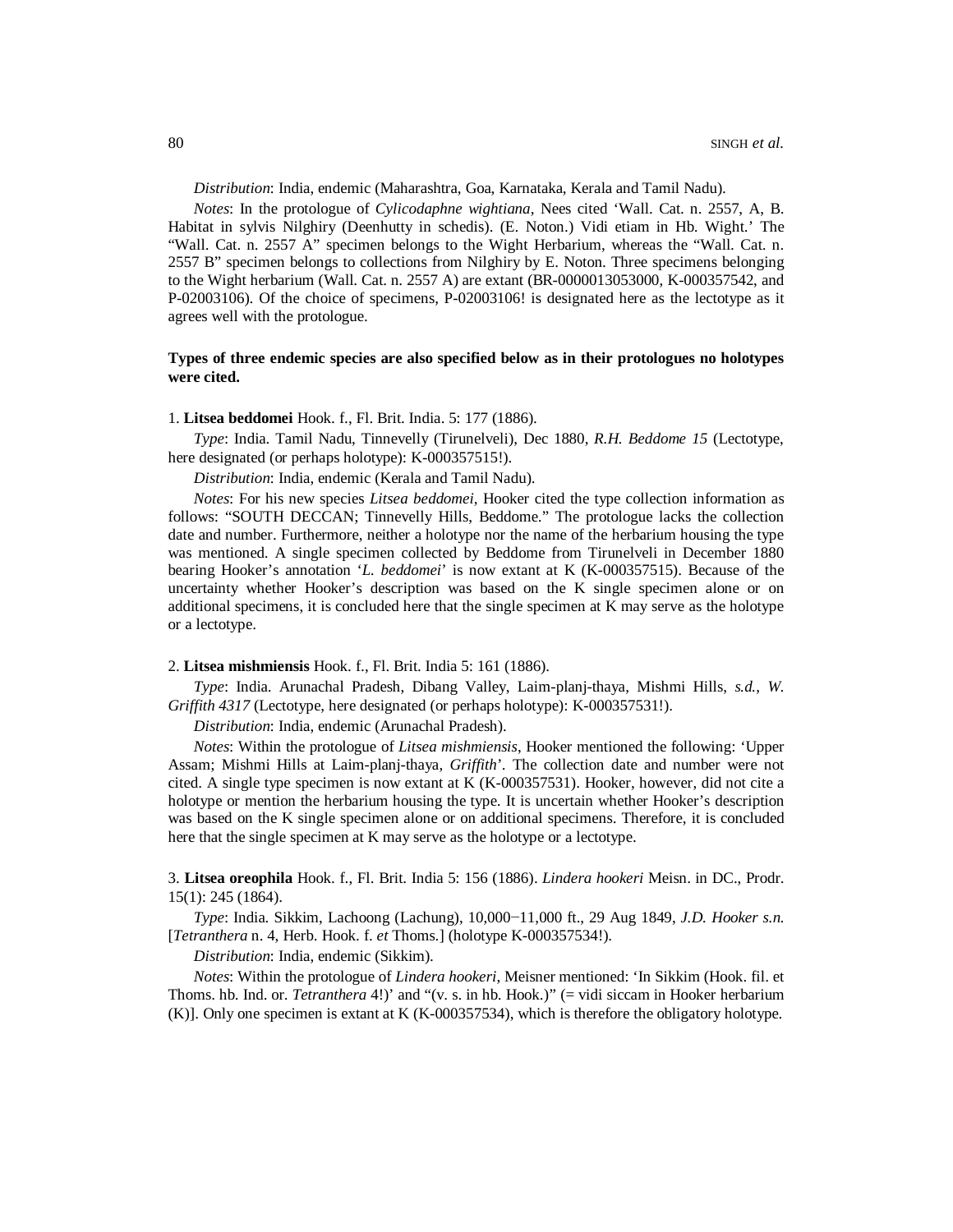*Distribution*: India, endemic (Maharashtra, Goa, Karnataka, Kerala and Tamil Nadu).

*Notes*: In the protologue of *Cylicodaphne wightiana*, Nees cited 'Wall. Cat. n. 2557, A, B. Habitat in sylvis Nilghiry (Deenhutty in schedis). (E. Noton.) Vidi etiam in Hb. Wight.' The "Wall. Cat. n. 2557 A" specimen belongs to the Wight Herbarium, whereas the "Wall. Cat. n. 2557 B" specimen belongs to collections from Nilghiry by E. Noton. Three specimens belonging to the Wight herbarium (Wall. Cat. n. 2557 A) are extant (BR-0000013053000, K-000357542, and P-02003106). Of the choice of specimens, P-02003106! is designated here as the lectotype as it agrees well with the protologue.

**Types of three endemic species are also specified below as in their protologues no holotypes were cited.**

1. **Litsea beddomei** Hook. f., Fl. Brit. India. 5: 177 (1886).

*Type*: India. Tamil Nadu, Tinnevelly (Tirunelveli), Dec 1880, *R.H. Beddome 15* (Lectotype, here designated (or perhaps holotype): K-000357515!).

*Distribution*: India, endemic (Kerala and Tamil Nadu).

*Notes*: For his new species *Litsea beddomei*, Hooker cited the type collection information as follows: "SOUTH DECCAN; Tinnevelly Hills, Beddome." The protologue lacks the collection date and number. Furthermore, neither a holotype nor the name of the herbarium housing the type was mentioned. A single specimen collected by Beddome from Tirunelveli in December 1880 bearing Hooker's annotation '*L. beddomei*' is now extant at K (K-000357515). Because of the uncertainty whether Hooker's description was based on the K single specimen alone or on additional specimens, it is concluded here that the single specimen at K may serve as the holotype or a lectotype.

2. **Litsea mishmiensis** Hook. f., Fl. Brit. India 5: 161 (1886).

*Type*: India. Arunachal Pradesh, Dibang Valley, Laim-planj-thaya, Mishmi Hills, *s.d.*, *W. Griffith 4317* (Lectotype, here designated (or perhaps holotype): K-000357531!).

*Distribution*: India, endemic (Arunachal Pradesh).

*Notes*: Within the protologue of *Litsea mishmiensis*, Hooker mentioned the following: 'Upper Assam; Mishmi Hills at Laim-planj-thaya, *Griffith*'. The collection date and number were not cited. A single type specimen is now extant at K (K-000357531). Hooker, however, did not cite a holotype or mention the herbarium housing the type. It is uncertain whether Hooker's description was based on the K single specimen alone or on additional specimens. Therefore, it is concluded here that the single specimen at K may serve as the holotype or a lectotype.

3. **Litsea oreophila** Hook. f., Fl. Brit. India 5: 156 (1886). *Lindera hookeri* Meisn. in DC., Prodr. 15(1): 245 (1864).

*Type*: India. Sikkim, Lachoong (Lachung), 10,000−11,000 ft., 29 Aug 1849, *J.D. Hooker s.n.* [*Tetranthera* n. 4, Herb. Hook. f. *et* Thoms.] (holotype K-000357534!).

*Distribution*: India, endemic (Sikkim).

*Notes*: Within the protologue of *Lindera hookeri*, Meisner mentioned: 'In Sikkim (Hook. fil. et Thoms. hb. Ind. or. *Tetranthera* 4!)' and "(v. s. in hb. Hook.)" (= vidi siccam in Hooker herbarium (K)]. Only one specimen is extant at K (K-000357534), which is therefore the obligatory holotype.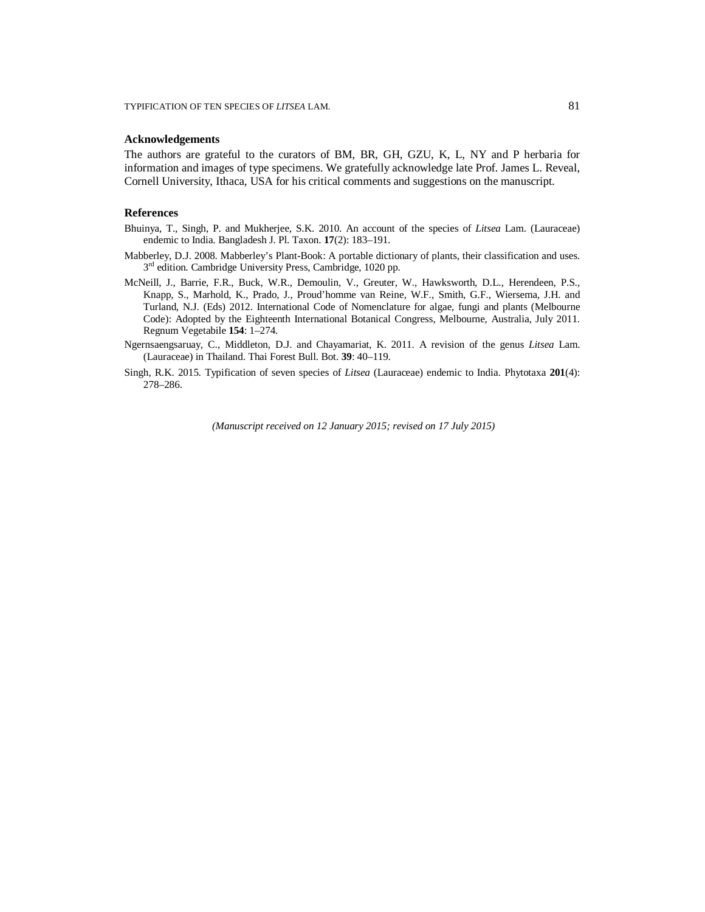## Acknowledgements

The authors are grateful to the curators of BM, BR, GH, GZU, K, L, NY and P herbaria for information and images of type specimens. We gratefully acknowledge late Prof. James L. Reveal, Cornell University, Ithaca, USA for his critical comments and suggestions on the manuscript.

## References

Bhuinya, T., Singh, P. and Mukherjee, S.K. 2010. An account of the species of *Litsea* Lam. (Lauraceae) endemic to India. Bangladesh J. Pl. Taxon. **17**(2): 183–191.

Mabberley, D.J. 2008. Mabberley's Plant-Book: A portable dictionary of plants, their classification and uses. 3rd edition. Cambridge University Press, Cambridge, 1020 pp.

McNeill, J., Barrie, F.R., Buck, W.R., Demoulin, V., Greuter, W., Hawksworth, D.L., Herendeen, P.S., Knapp, S., Marhold, K., Prado, J., Proud'homme van Reine, W.F., Smith, G.F., Wiersema, J.H. and Turland, N.J. (Eds) 2012. International Code of Nomenclature for algae, fungi and plants (Melbourne Code): Adopted by the Eighteenth International Botanical Congress, Melbourne, Australia, July 2011. Regnum Vegetabile **154**: 1–274.

Ngernsaengsaruay, C., Middleton, D.J. and Chayamariat, K. 2011. A revision of the genus *Litsea* Lam. (Lauraceae) in Thailand. Thai Forest Bull. Bot. **39**: 40–119.

Singh, R.K. 2015. Typification of seven species of *Litsea* (Lauraceae) endemic to India. Phytotaxa **201**(4): 278–286.

*(Manuscript received on 12 January 2015; revised on 17 July 2015)*